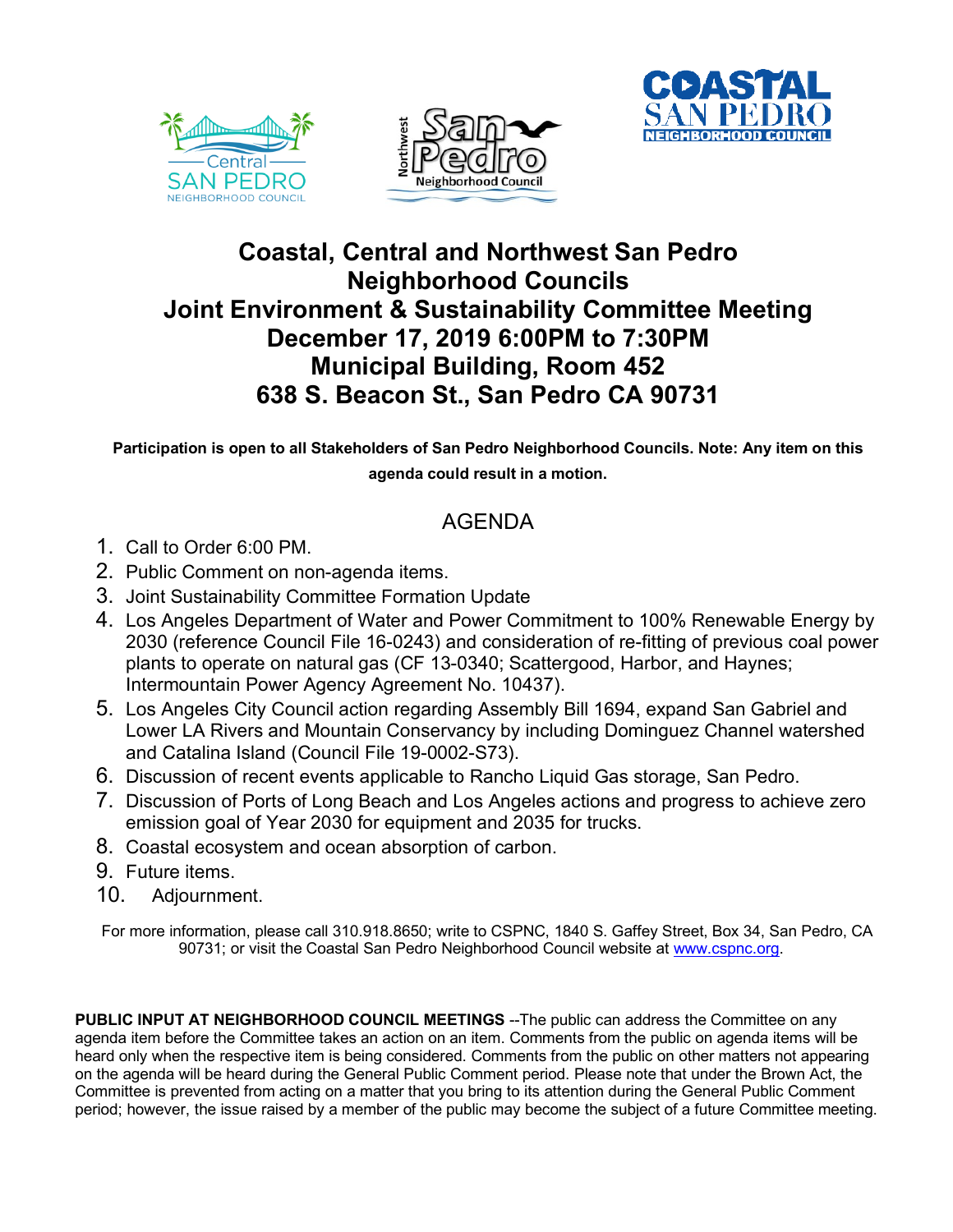# Coastal, Central and Northwest San Pedro Neighborhood Councils
# Joint Environment & Sustainability Committee Meeting
# December 17, 2019 6:00PM to 7:30PM
# Municipal Building, Room 452
# 638 S. Beacon St., San Pedro CA 90731

**Participation is open to all Stakeholders of San Pedro Neighborhood Councils. Note: Any item on this agenda could result in a motion.**

## AGENDA

1. Call to Order 6:00 PM.
2. Public Comment on non-agenda items.
3. Joint Sustainability Committee Formation Update
4. Los Angeles Department of Water and Power Commitment to 100% Renewable Energy by 2030 (reference Council File 16-0243) and consideration of re-fitting of previous coal power plants to operate on natural gas (CF 13-0340; Scattergood, Harbor, and Haynes; Intermountain Power Agency Agreement No. 10437).
5. Los Angeles City Council action regarding Assembly Bill 1694, expand San Gabriel and Lower LA Rivers and Mountain Conservancy by including Dominguez Channel watershed and Catalina Island (Council File 19-0002-S73).
6. Discussion of recent events applicable to Rancho Liquid Gas storage, San Pedro.
7. Discussion of Ports of Long Beach and Los Angeles actions and progress to achieve zero emission goal of Year 2030 for equipment and 2035 for trucks.
8. Coastal ecosystem and ocean absorption of carbon.
9. Future items.
10. Adjournment.

For more information, please call 310.918.8650; write to CSPNC, 1840 S. Gaffey Street, Box 34, San Pedro, CA 90731; or visit the Coastal San Pedro Neighborhood Council website at www.cspnc.org.

**PUBLIC INPUT AT NEIGHBORHOOD COUNCIL MEETINGS** --The public can address the Committee on any agenda item before the Committee takes an action on an item. Comments from the public on agenda items will be heard only when the respective item is being considered. Comments from the public on other matters not appearing on the agenda will be heard during the General Public Comment period. Please note that under the Brown Act, the Committee is prevented from acting on a matter that you bring to its attention during the General Public Comment period; however, the issue raised by a member of the public may become the subject of a future Committee meeting.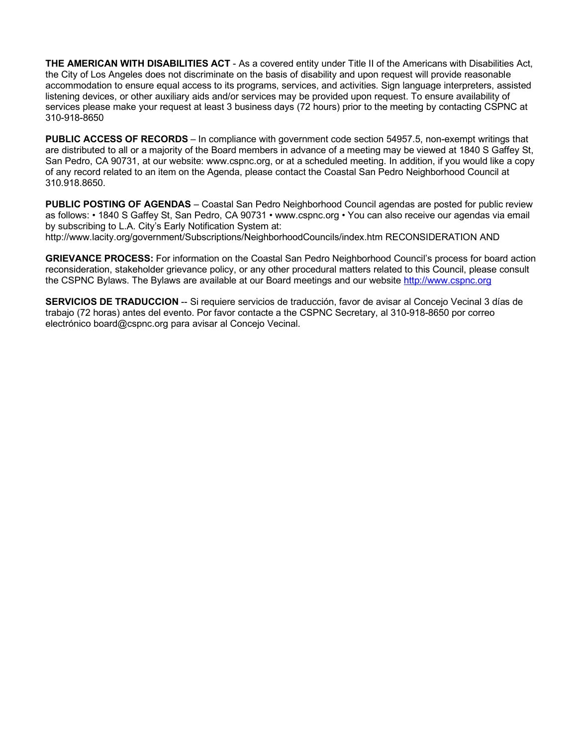**THE AMERICAN WITH DISABILITIES ACT** - As a covered entity under Title II of the Americans with Disabilities Act, the City of Los Angeles does not discriminate on the basis of disability and upon request will provide reasonable accommodation to ensure equal access to its programs, services, and activities. Sign language interpreters, assisted listening devices, or other auxiliary aids and/or services may be provided upon request. To ensure availability of services please make your request at least 3 business days (72 hours) prior to the meeting by contacting CSPNC at 310-918-8650

**PUBLIC ACCESS OF RECORDS** – In compliance with government code section 54957.5, non-exempt writings that are distributed to all or a majority of the Board members in advance of a meeting may be viewed at 1840 S Gaffey St, San Pedro, CA 90731, at our website: www.cspnc.org, or at a scheduled meeting. In addition, if you would like a copy of any record related to an item on the Agenda, please contact the Coastal San Pedro Neighborhood Council at 310.918.8650.

**PUBLIC POSTING OF AGENDAS** – Coastal San Pedro Neighborhood Council agendas are posted for public review as follows: • 1840 S Gaffey St, San Pedro, CA 90731 • www.cspnc.org • You can also receive our agendas via email by subscribing to L.A. City's Early Notification System at: http://www.lacity.org/government/Subscriptions/NeighborhoodCouncils/index.htm RECONSIDERATION AND

**GRIEVANCE PROCESS:** For information on the Coastal San Pedro Neighborhood Council's process for board action reconsideration, stakeholder grievance policy, or any other procedural matters related to this Council, please consult the CSPNC Bylaws. The Bylaws are available at our Board meetings and our website http://www.cspnc.org

**SERVICIOS DE TRADUCCION** -- Si requiere servicios de traducción, favor de avisar al Concejo Vecinal 3 días de trabajo (72 horas) antes del evento. Por favor contacte a the CSPNC Secretary, al 310-918-8650 por correo electrónico board@cspnc.org para avisar al Concejo Vecinal.